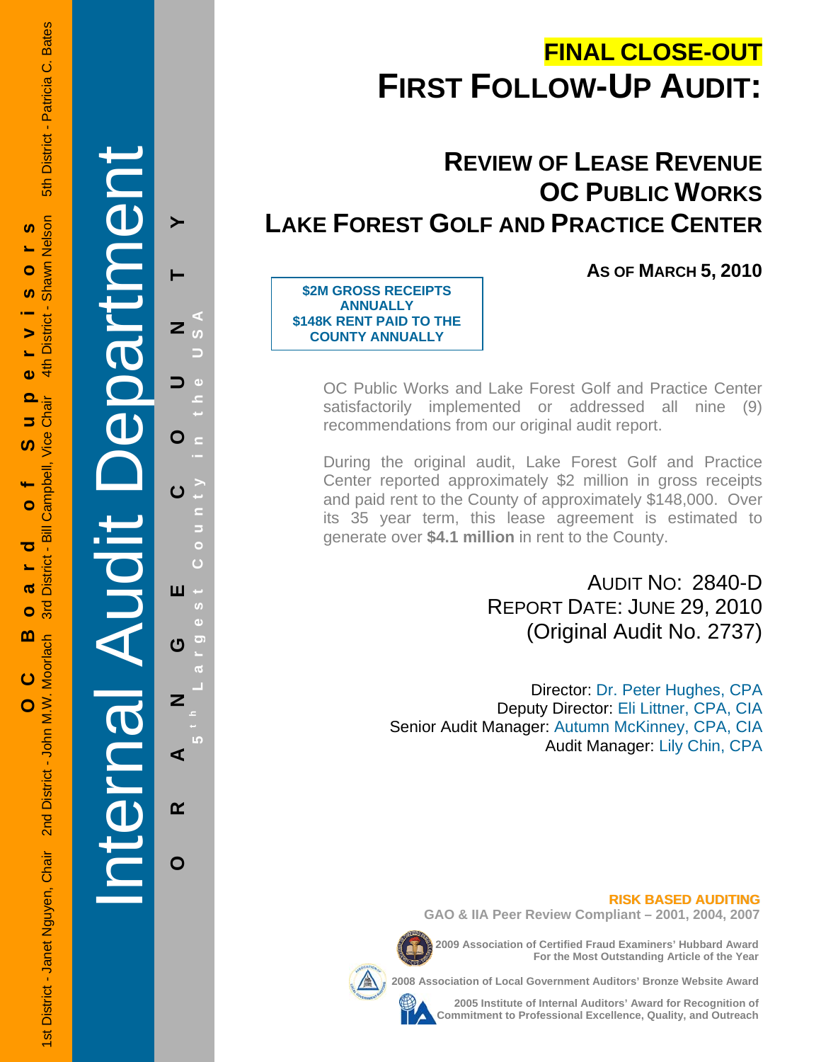OC Board of Supervisors

1st District - Janet Nguyen, Chair    2nd District - John M.W. Moorlach    3rd District - Bill Campbell, Vice Chair    4th District - Shawn Nelson    5th District - Patricia C. Bates

Internal Audit Department

ORANGE COUNTY

5th Largest County in the USA

# FINAL CLOSE-OUT

# FIRST FOLLOW-UP AUDIT:

## REVIEW OF LEASE REVENUE
## OC PUBLIC WORKS
## LAKE FOREST GOLF AND PRACTICE CENTER

**AS OF MARCH 5, 2010**

**$2M GROSS RECEIPTS ANNUALLY**
**$148K RENT PAID TO THE COUNTY ANNUALLY**

OC Public Works and Lake Forest Golf and Practice Center satisfactorily implemented or addressed all nine (9) recommendations from our original audit report.

During the original audit, Lake Forest Golf and Practice Center reported approximately $2 million in gross receipts and paid rent to the County of approximately $148,000. Over its 35 year term, this lease agreement is estimated to generate over **$4.1 million** in rent to the County.

AUDIT NO: 2840-D
REPORT DATE: JUNE 29, 2010
(Original Audit No. 2737)

Director: Dr. Peter Hughes, CPA
Deputy Director: Eli Littner, CPA, CIA
Senior Audit Manager: Autumn McKinney, CPA, CIA
Audit Manager: Lily Chin, CPA

**RISK BASED AUDITING**
**GAO & IIA Peer Review Compliant – 2001, 2004, 2007**

**2009 Association of Certified Fraud Examiners' Hubbard Award For the Most Outstanding Article of the Year**

**2008 Association of Local Government Auditors' Bronze Website Award**

**2005 Institute of Internal Auditors' Award for Recognition of Commitment to Professional Excellence, Quality, and Outreach**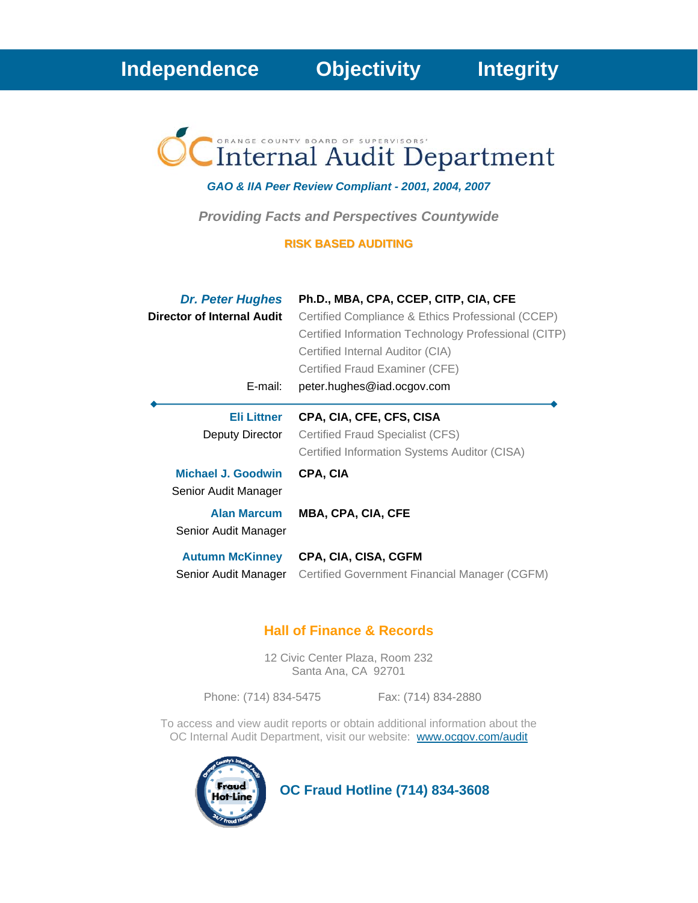**Independence Objectivity Integrity**

# Orange County Board of Supervisors' Internal Audit Department

***GAO & IIA Peer Review Compliant - 2001, 2004, 2007***

***Providing Facts and Perspectives Countywide***

**RISK BASED AUDITING**

| | |
|---|---|
| ***Dr. Peter Hughes*** | **Ph.D., MBA, CPA, CCEP, CITP, CIA, CFE** |
| **Director of Internal Audit** | Certified Compliance & Ethics Professional (CCEP) |
| | Certified Information Technology Professional (CITP) |
| | Certified Internal Auditor (CIA) |
| | Certified Fraud Examiner (CFE) |
| E-mail: | peter.hughes@iad.ocgov.com |

| | |
|---|---|
| **Eli Littner** | **CPA, CIA, CFE, CFS, CISA** |
| Deputy Director | Certified Fraud Specialist (CFS) |
| | Certified Information Systems Auditor (CISA) |
| **Michael J. Goodwin** | **CPA, CIA** |
| Senior Audit Manager | |
| **Alan Marcum** | **MBA, CPA, CIA, CFE** |
| Senior Audit Manager | |
| **Autumn McKinney** | **CPA, CIA, CISA, CGFM** |
| Senior Audit Manager | Certified Government Financial Manager (CGFM) |

## Hall of Finance & Records

12 Civic Center Plaza, Room 232
Santa Ana, CA 92701

Phone: (714) 834-5475 Fax: (714) 834-2880

To access and view audit reports or obtain additional information about the OC Internal Audit Department, visit our website: www.ocgov.com/audit

**OC Fraud Hotline (714) 834-3608**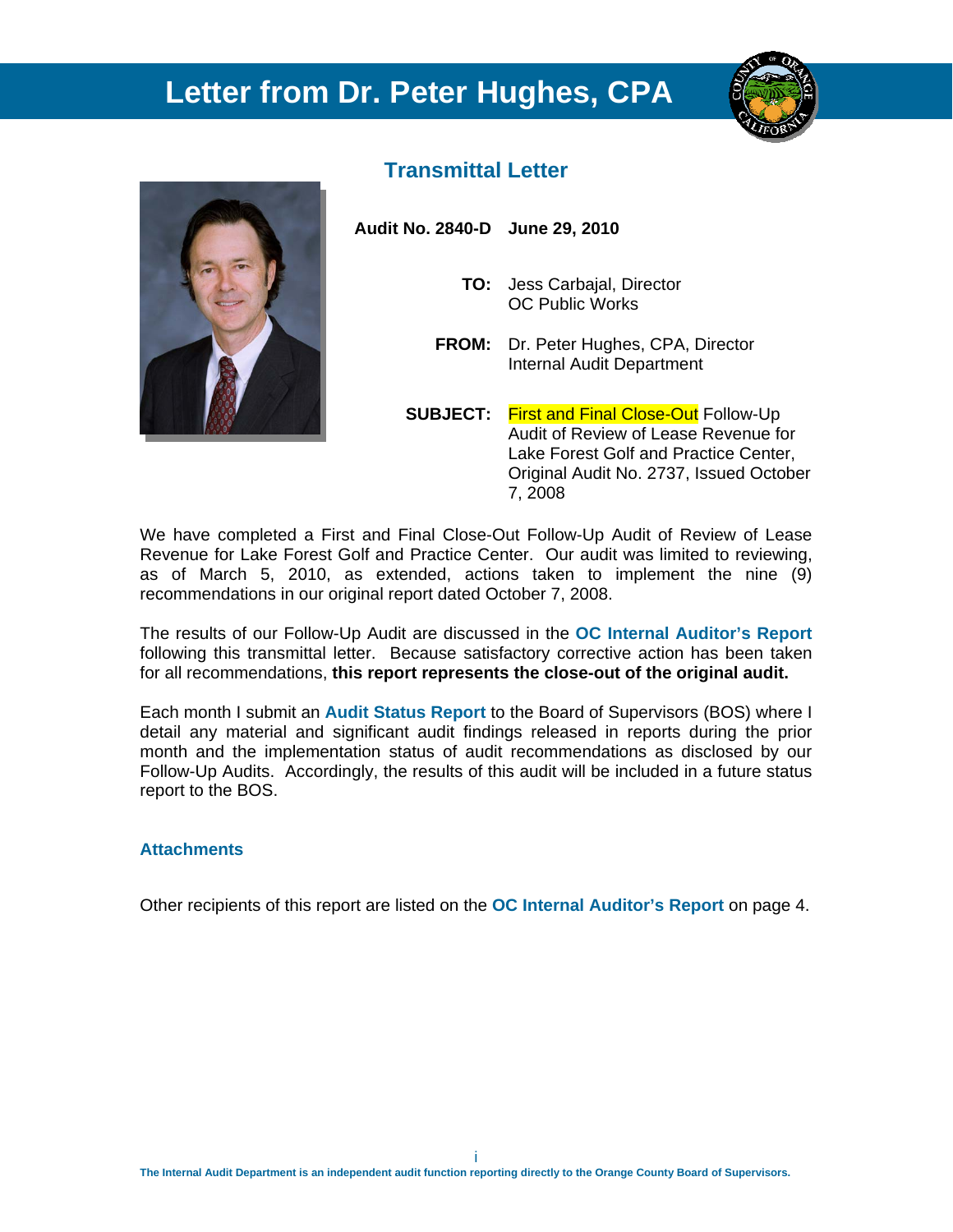# Letter from Dr. Peter Hughes, CPA

## Transmittal Letter

**Audit No. 2840-D** **June 29, 2010**

**TO:** Jess Carbajal, Director
OC Public Works

**FROM:** Dr. Peter Hughes, CPA, Director
Internal Audit Department

**SUBJECT:** First and Final Close-Out Follow-Up Audit of Review of Lease Revenue for Lake Forest Golf and Practice Center, Original Audit No. 2737, Issued October 7, 2008

We have completed a First and Final Close-Out Follow-Up Audit of Review of Lease Revenue for Lake Forest Golf and Practice Center. Our audit was limited to reviewing, as of March 5, 2010, as extended, actions taken to implement the nine (9) recommendations in our original report dated October 7, 2008.

The results of our Follow-Up Audit are discussed in the **OC Internal Auditor's Report** following this transmittal letter. Because satisfactory corrective action has been taken for all recommendations, **this report represents the close-out of the original audit.**

Each month I submit an **Audit Status Report** to the Board of Supervisors (BOS) where I detail any material and significant audit findings released in reports during the prior month and the implementation status of audit recommendations as disclosed by our Follow-Up Audits. Accordingly, the results of this audit will be included in a future status report to the BOS.

**Attachments**

Other recipients of this report are listed on the **OC Internal Auditor's Report** on page 4.

The Internal Audit Department is an independent audit function reporting directly to the Orange County Board of Supervisors.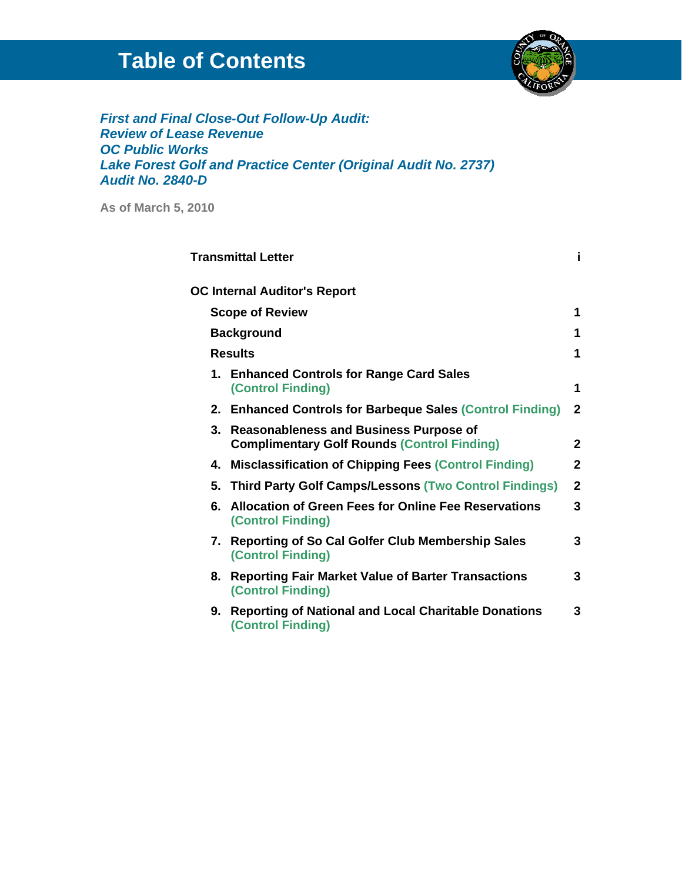# Table of Contents

***First and Final Close-Out Follow-Up Audit:***
***Review of Lease Revenue***
***OC Public Works***
***Lake Forest Golf and Practice Center (Original Audit No. 2737)***
***Audit No. 2840-D***

**As of March 5, 2010**

| | |
|---|---|
| **Transmittal Letter** | **i** |
| **OC Internal Auditor's Report** | |
| **Scope of Review** | **1** |
| **Background** | **1** |
| **Results** | **1** |
| **1. Enhanced Controls for Range Card Sales (Control Finding)** | **1** |
| **2. Enhanced Controls for Barbeque Sales (Control Finding)** | **2** |
| **3. Reasonableness and Business Purpose of Complimentary Golf Rounds (Control Finding)** | **2** |
| **4. Misclassification of Chipping Fees (Control Finding)** | **2** |
| **5. Third Party Golf Camps/Lessons (Two Control Findings)** | **2** |
| **6. Allocation of Green Fees for Online Fee Reservations (Control Finding)** | **3** |
| **7. Reporting of So Cal Golfer Club Membership Sales (Control Finding)** | **3** |
| **8. Reporting Fair Market Value of Barter Transactions (Control Finding)** | **3** |
| **9. Reporting of National and Local Charitable Donations (Control Finding)** | **3** |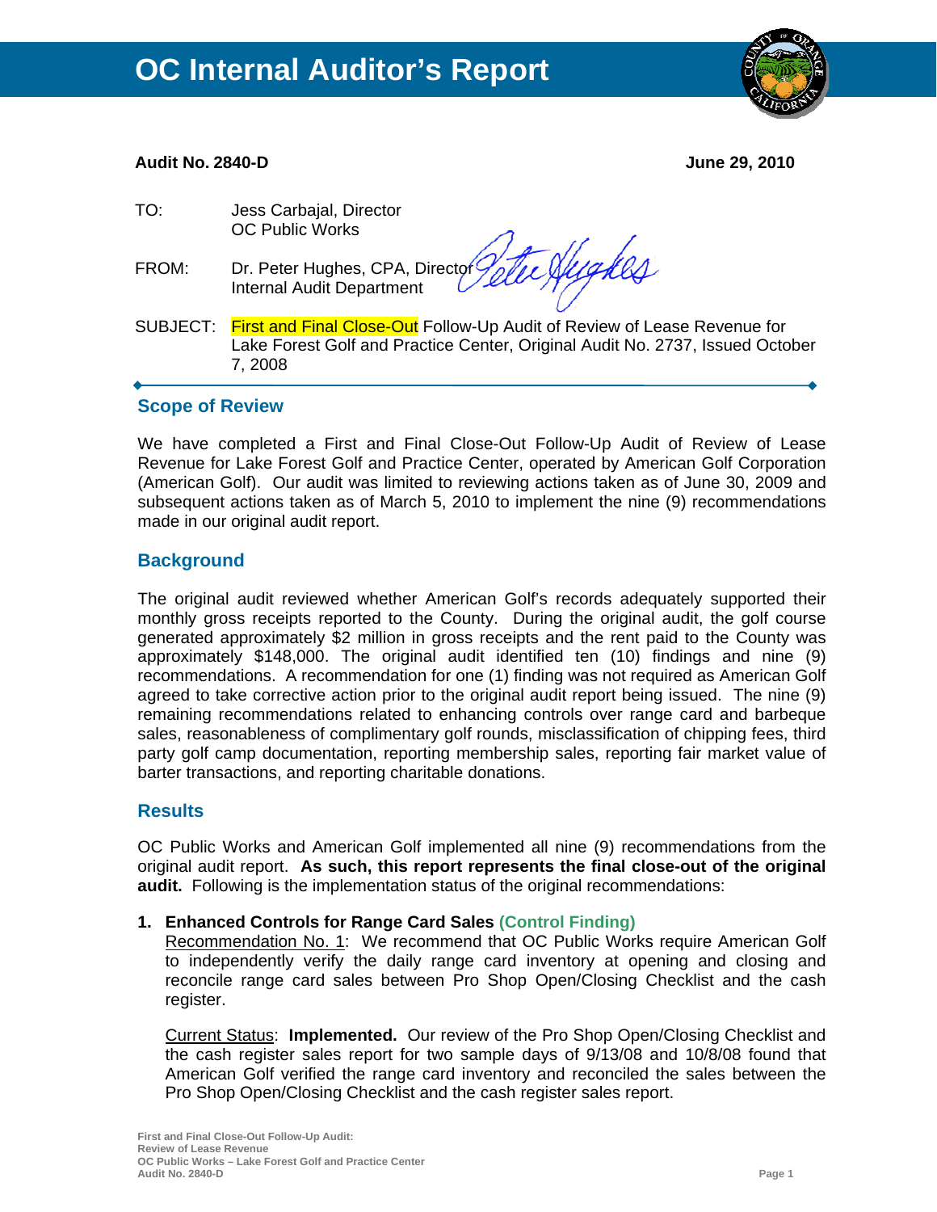# OC Internal Auditor's Report

**Audit No. 2840-D** **June 29, 2010**

TO: Jess Carbajal, Director
OC Public Works

FROM: Dr. Peter Hughes, CPA, Director
Internal Audit Department

SUBJECT: First and Final Close-Out Follow-Up Audit of Review of Lease Revenue for Lake Forest Golf and Practice Center, Original Audit No. 2737, Issued October 7, 2008

## Scope of Review

We have completed a First and Final Close-Out Follow-Up Audit of Review of Lease Revenue for Lake Forest Golf and Practice Center, operated by American Golf Corporation (American Golf). Our audit was limited to reviewing actions taken as of June 30, 2009 and subsequent actions taken as of March 5, 2010 to implement the nine (9) recommendations made in our original audit report.

## Background

The original audit reviewed whether American Golf's records adequately supported their monthly gross receipts reported to the County. During the original audit, the golf course generated approximately $2 million in gross receipts and the rent paid to the County was approximately $148,000. The original audit identified ten (10) findings and nine (9) recommendations. A recommendation for one (1) finding was not required as American Golf agreed to take corrective action prior to the original audit report being issued. The nine (9) remaining recommendations related to enhancing controls over range card and barbeque sales, reasonableness of complimentary golf rounds, misclassification of chipping fees, third party golf camp documentation, reporting membership sales, reporting fair market value of barter transactions, and reporting charitable donations.

## Results

OC Public Works and American Golf implemented all nine (9) recommendations from the original audit report. **As such, this report represents the final close-out of the original audit.** Following is the implementation status of the original recommendations:

1. **Enhanced Controls for Range Card Sales (Control Finding)**
   Recommendation No. 1: We recommend that OC Public Works require American Golf to independently verify the daily range card inventory at opening and closing and reconcile range card sales between Pro Shop Open/Closing Checklist and the cash register.

   Current Status: **Implemented.** Our review of the Pro Shop Open/Closing Checklist and the cash register sales report for two sample days of 9/13/08 and 10/8/08 found that American Golf verified the range card inventory and reconciled the sales between the Pro Shop Open/Closing Checklist and the cash register sales report.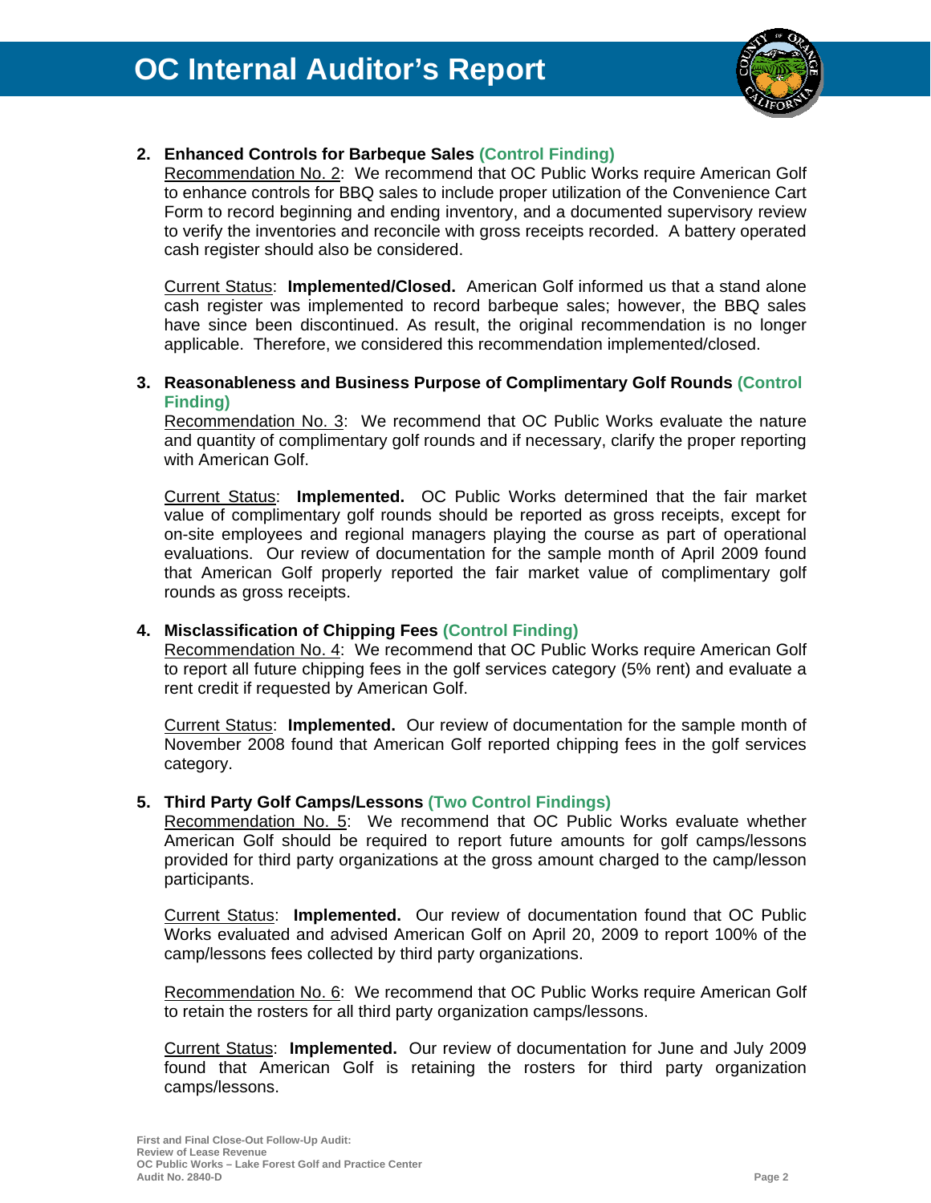2. **Enhanced Controls for Barbeque Sales (Control Finding)**
   Recommendation No. 2: We recommend that OC Public Works require American Golf to enhance controls for BBQ sales to include proper utilization of the Convenience Cart Form to record beginning and ending inventory, and a documented supervisory review to verify the inventories and reconcile with gross receipts recorded. A battery operated cash register should also be considered.

   Current Status: **Implemented/Closed.** American Golf informed us that a stand alone cash register was implemented to record barbeque sales; however, the BBQ sales have since been discontinued. As result, the original recommendation is no longer applicable. Therefore, we considered this recommendation implemented/closed.

3. **Reasonableness and Business Purpose of Complimentary Golf Rounds (Control Finding)**
   Recommendation No. 3: We recommend that OC Public Works evaluate the nature and quantity of complimentary golf rounds and if necessary, clarify the proper reporting with American Golf.

   Current Status: **Implemented.** OC Public Works determined that the fair market value of complimentary golf rounds should be reported as gross receipts, except for on-site employees and regional managers playing the course as part of operational evaluations. Our review of documentation for the sample month of April 2009 found that American Golf properly reported the fair market value of complimentary golf rounds as gross receipts.

4. **Misclassification of Chipping Fees (Control Finding)**
   Recommendation No. 4: We recommend that OC Public Works require American Golf to report all future chipping fees in the golf services category (5% rent) and evaluate a rent credit if requested by American Golf.

   Current Status: **Implemented.** Our review of documentation for the sample month of November 2008 found that American Golf reported chipping fees in the golf services category.

5. **Third Party Golf Camps/Lessons (Two Control Findings)**
   Recommendation No. 5: We recommend that OC Public Works evaluate whether American Golf should be required to report future amounts for golf camps/lessons provided for third party organizations at the gross amount charged to the camp/lesson participants.

   Current Status: **Implemented.** Our review of documentation found that OC Public Works evaluated and advised American Golf on April 20, 2009 to report 100% of the camp/lessons fees collected by third party organizations.

   Recommendation No. 6: We recommend that OC Public Works require American Golf to retain the rosters for all third party organization camps/lessons.

   Current Status: **Implemented.** Our review of documentation for June and July 2009 found that American Golf is retaining the rosters for third party organization camps/lessons.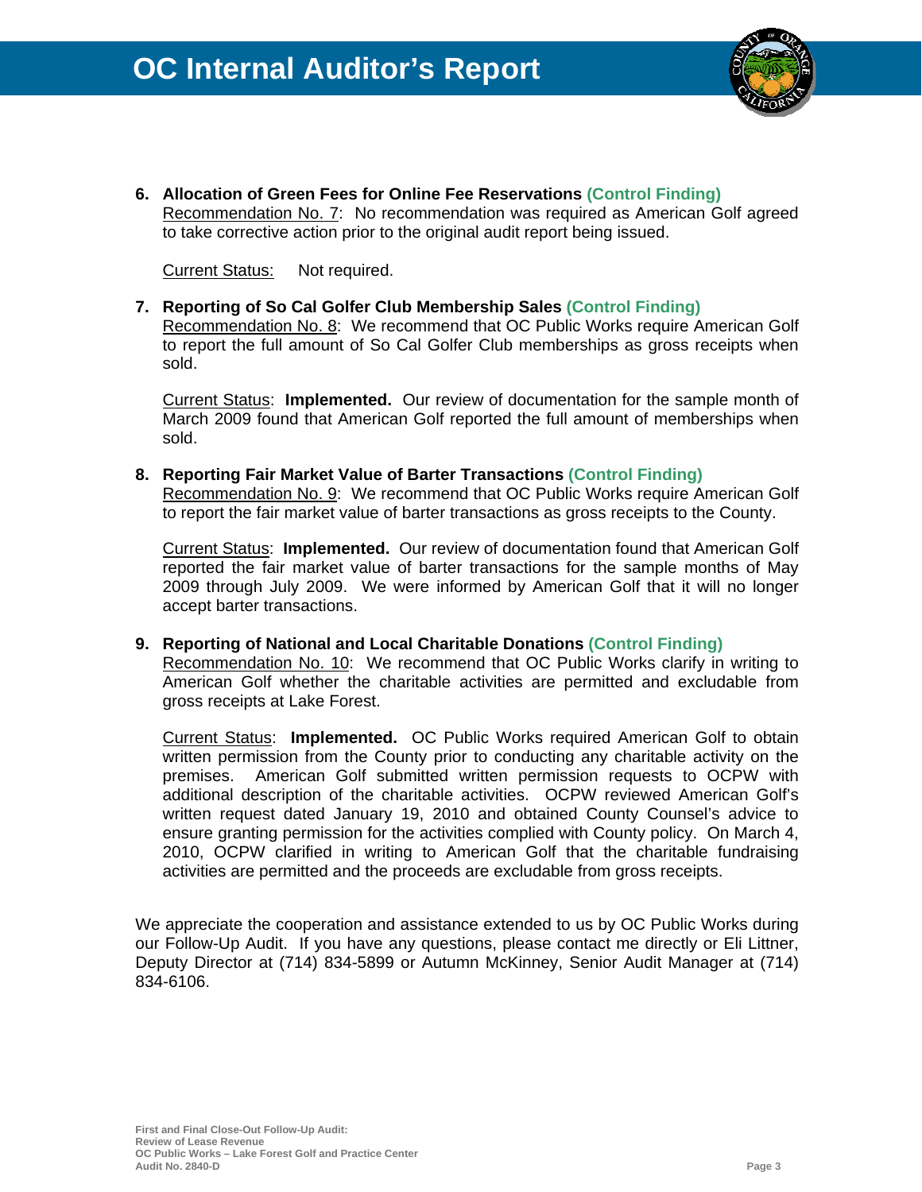6. **Allocation of Green Fees for Online Fee Reservations (Control Finding)**
   Recommendation No. 7: No recommendation was required as American Golf agreed to take corrective action prior to the original audit report being issued.

   Current Status: Not required.

7. **Reporting of So Cal Golfer Club Membership Sales (Control Finding)**
   Recommendation No. 8: We recommend that OC Public Works require American Golf to report the full amount of So Cal Golfer Club memberships as gross receipts when sold.

   Current Status: **Implemented.** Our review of documentation for the sample month of March 2009 found that American Golf reported the full amount of memberships when sold.

8. **Reporting Fair Market Value of Barter Transactions (Control Finding)**
   Recommendation No. 9: We recommend that OC Public Works require American Golf to report the fair market value of barter transactions as gross receipts to the County.

   Current Status: **Implemented.** Our review of documentation found that American Golf reported the fair market value of barter transactions for the sample months of May 2009 through July 2009. We were informed by American Golf that it will no longer accept barter transactions.

9. **Reporting of National and Local Charitable Donations (Control Finding)**
   Recommendation No. 10: We recommend that OC Public Works clarify in writing to American Golf whether the charitable activities are permitted and excludable from gross receipts at Lake Forest.

   Current Status: **Implemented.** OC Public Works required American Golf to obtain written permission from the County prior to conducting any charitable activity on the premises. American Golf submitted written permission requests to OCPW with additional description of the charitable activities. OCPW reviewed American Golf's written request dated January 19, 2010 and obtained County Counsel's advice to ensure granting permission for the activities complied with County policy. On March 4, 2010, OCPW clarified in writing to American Golf that the charitable fundraising activities are permitted and the proceeds are excludable from gross receipts.

We appreciate the cooperation and assistance extended to us by OC Public Works during our Follow-Up Audit. If you have any questions, please contact me directly or Eli Littner, Deputy Director at (714) 834-5899 or Autumn McKinney, Senior Audit Manager at (714) 834-6106.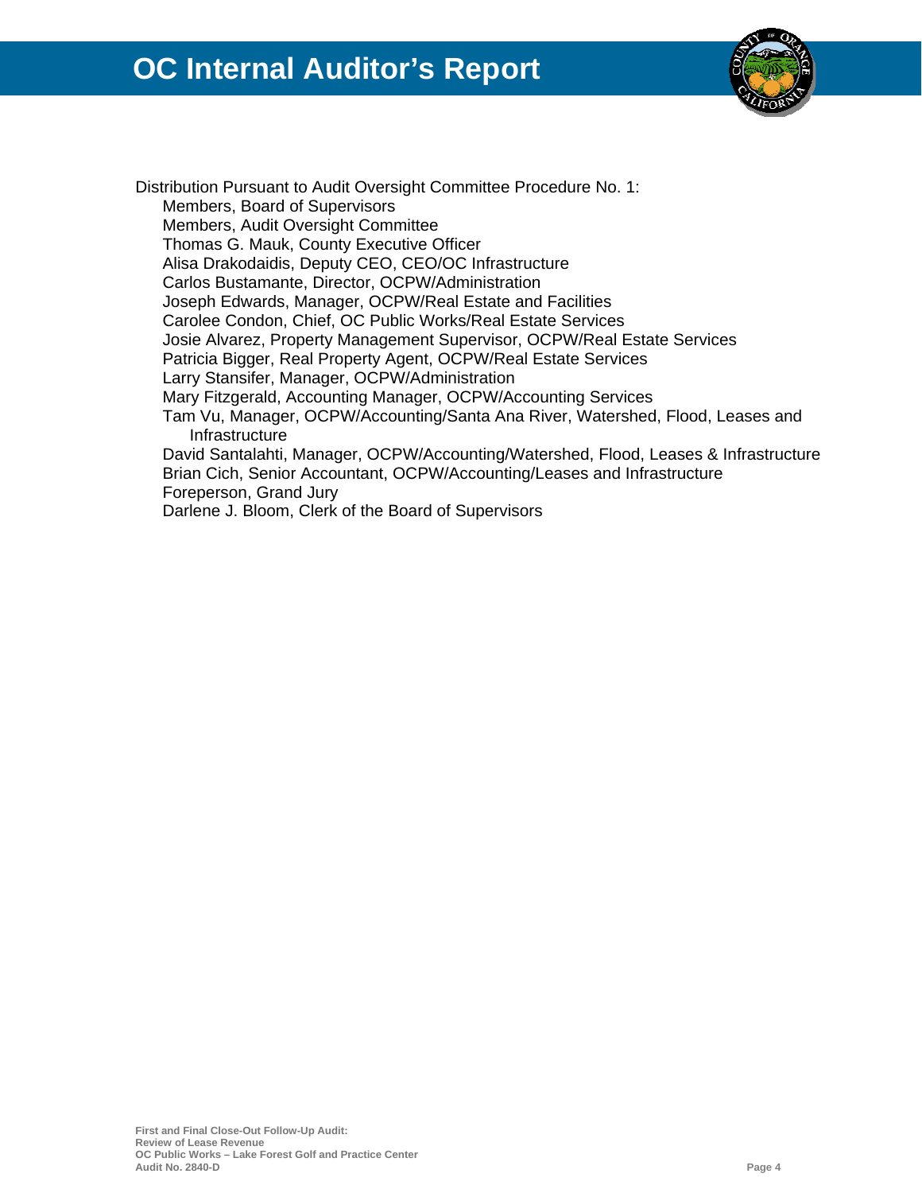Distribution Pursuant to Audit Oversight Committee Procedure No. 1:

- Members, Board of Supervisors
- Members, Audit Oversight Committee
- Thomas G. Mauk, County Executive Officer
- Alisa Drakodaidis, Deputy CEO, CEO/OC Infrastructure
- Carlos Bustamante, Director, OCPW/Administration
- Joseph Edwards, Manager, OCPW/Real Estate and Facilities
- Carolee Condon, Chief, OC Public Works/Real Estate Services
- Josie Alvarez, Property Management Supervisor, OCPW/Real Estate Services
- Patricia Bigger, Real Property Agent, OCPW/Real Estate Services
- Larry Stansifer, Manager, OCPW/Administration
- Mary Fitzgerald, Accounting Manager, OCPW/Accounting Services
- Tam Vu, Manager, OCPW/Accounting/Santa Ana River, Watershed, Flood, Leases and Infrastructure
- David Santalahti, Manager, OCPW/Accounting/Watershed, Flood, Leases & Infrastructure
- Brian Cich, Senior Accountant, OCPW/Accounting/Leases and Infrastructure
- Foreperson, Grand Jury
- Darlene J. Bloom, Clerk of the Board of Supervisors